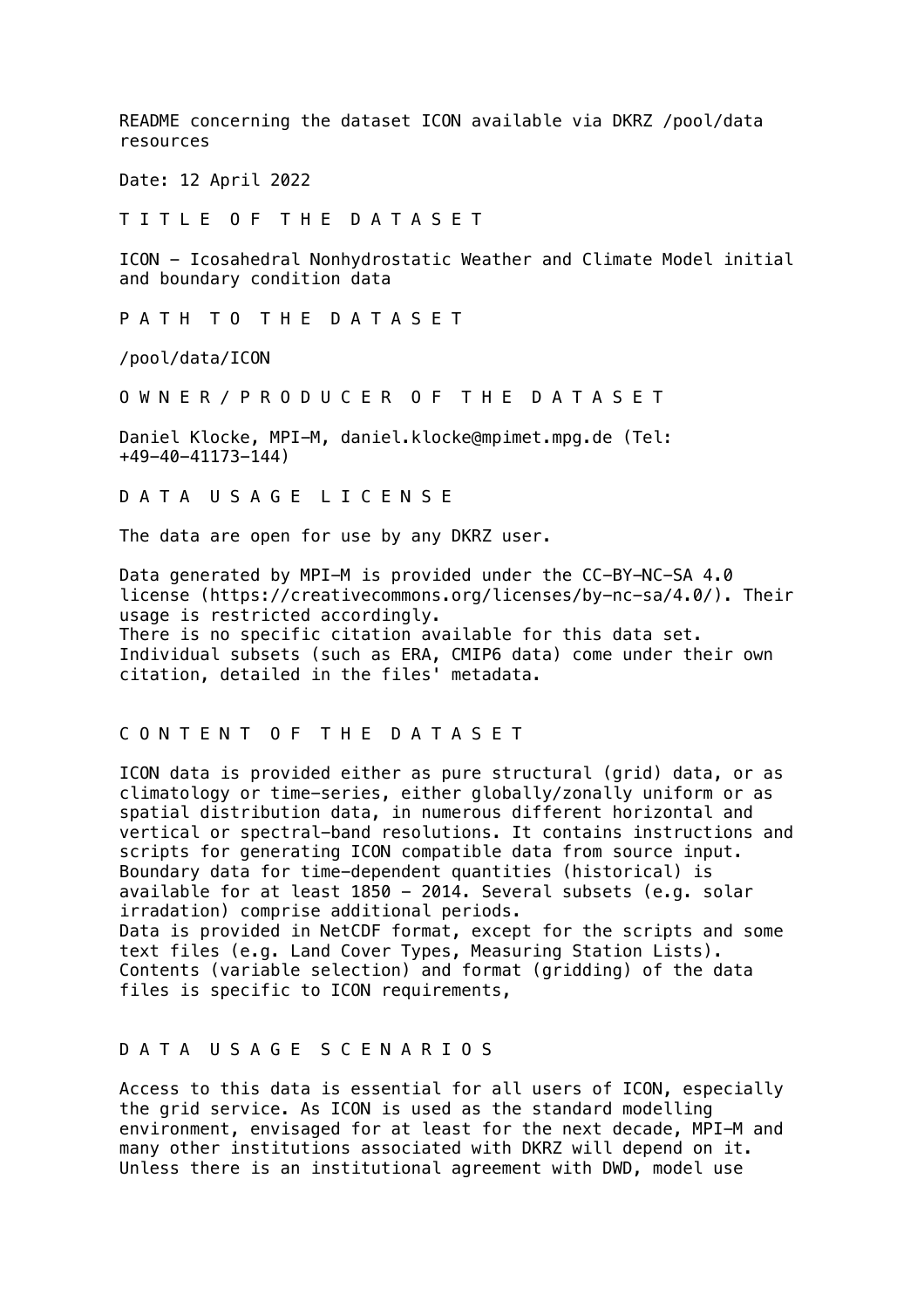README concerning the dataset ICON available via DKRZ /pool/data resources

Date: 12 April 2022

## T I T L E   O F   T H E   D A T A S E T

ICON – Icosahedral Nonhydrostatic Weather and Climate Model initial and boundary condition data

## P A T H   T O   T H E   D A T A S E T

/pool/data/ICON

## O W N E R / P R O D U C E R   O F   T H E   D A T A S E T

Daniel Klocke, MPI-M, daniel.klocke@mpimet.mpg.de (Tel: +49-40-41173-144)

## D A T A   U S A G E   L I C E N S E

The data are open for use by any DKRZ user.

Data generated by MPI-M is provided under the CC-BY-NC-SA 4.0 license (https://creativecommons.org/licenses/by-nc-sa/4.0/). Their usage is restricted accordingly.
There is no specific citation available for this data set.
Individual subsets (such as ERA, CMIP6 data) come under their own citation, detailed in the files' metadata.

## C O N T E N T   O F   T H E   D A T A S E T

ICON data is provided either as pure structural (grid) data, or as climatology or time-series, either globally/zonally uniform or as spatial distribution data, in numerous different horizontal and vertical or spectral-band resolutions. It contains instructions and scripts for generating ICON compatible data from source input.
Boundary data for time-dependent quantities (historical) is available for at least 1850 – 2014. Several subsets (e.g. solar irradation) comprise additional periods.
Data is provided in NetCDF format, except for the scripts and some text files (e.g. Land Cover Types, Measuring Station Lists).
Contents (variable selection) and format (gridding) of the data files is specific to ICON requirements,

## D A T A   U S A G E   S C E N A R I O S

Access to this data is essential for all users of ICON, especially the grid service. As ICON is used as the standard modelling environment, envisaged for at least for the next decade, MPI-M and many other institutions associated with DKRZ will depend on it.
Unless there is an institutional agreement with DWD, model use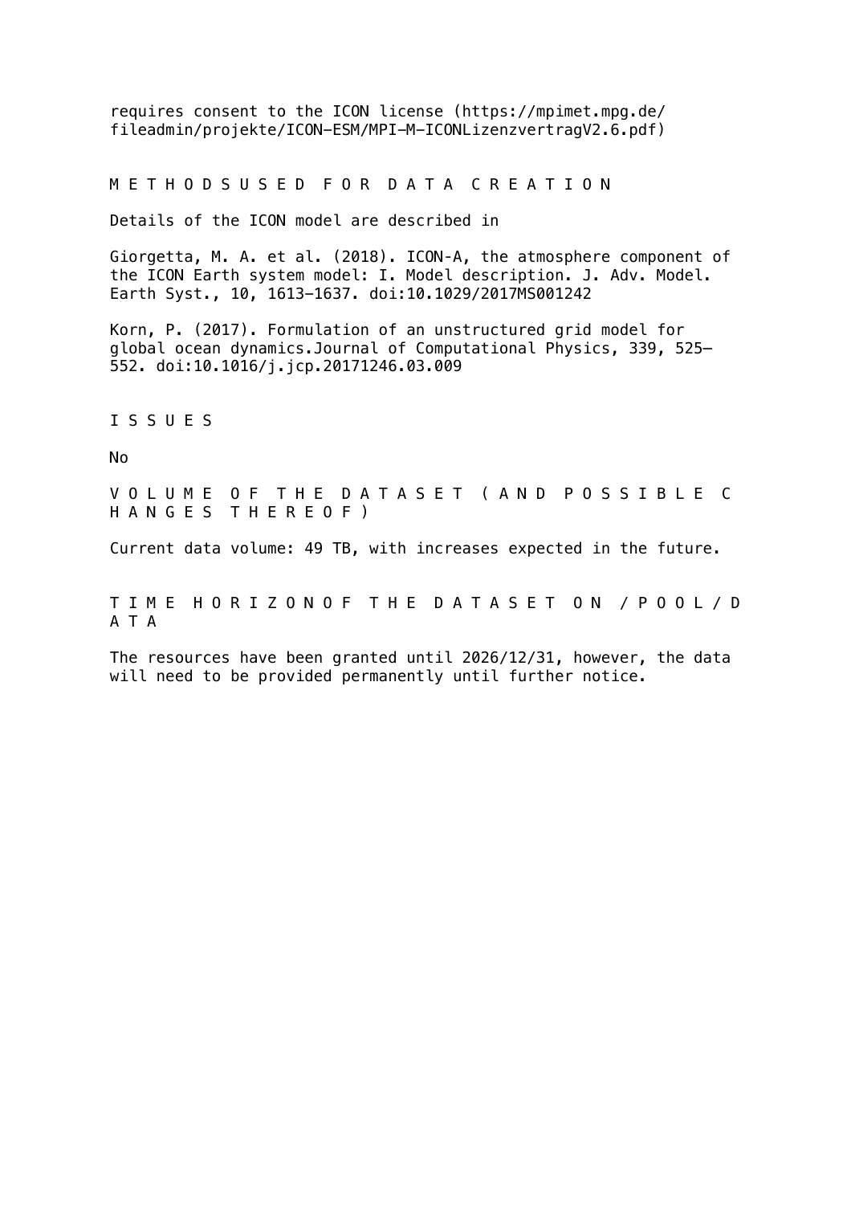requires consent to the ICON license (https://mpimet.mpg.de/fileadmin/projekte/ICON-ESM/MPI-M-ICONLizenzvertragV2.6.pdf)

## METHODSUSED FOR DATA CREATION

Details of the ICON model are described in

Giorgetta, M. A. et al. (2018). ICON-A, the atmosphere component of the ICON Earth system model: I. Model description. J. Adv. Model. Earth Syst., 10, 1613–1637. doi:10.1029/2017MS001242

Korn, P. (2017). Formulation of an unstructured grid model for global ocean dynamics.Journal of Computational Physics, 339, 525–552. doi:10.1016/j.jcp.20171246.03.009

## ISSUES

No

## VOLUME OF THE DATASET (AND POSSIBLE CHANGES THEREOF)

Current data volume: 49 TB, with increases expected in the future.

## TIME HORIZONOF THE DATASET ON /POOL/DATA

The resources have been granted until 2026/12/31, however, the data will need to be provided permanently until further notice.